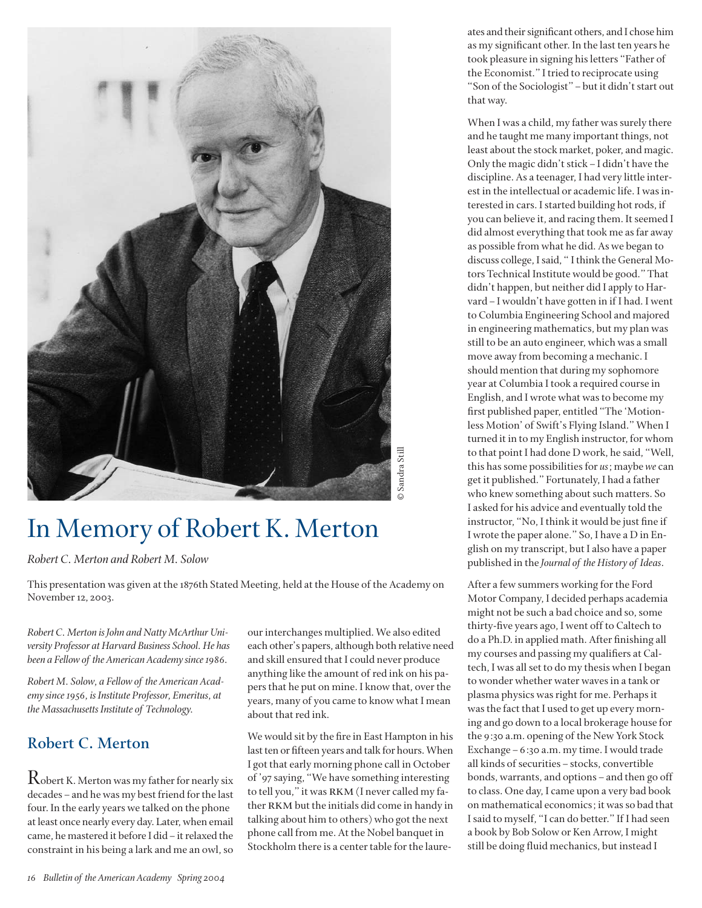# In Memory of Robert K. Merton

*Robert C. Merton and Robert M. Solow*

This presentation was given at the 1876th Stated Meeting, held at the House of the Academy on November 12, 2003.

*Robert C. Merton is John and Natty McArthur University Professor at Harvard Business School. He has been a Fellow of the American Academy since 1986.*

*Robert M. Solow, a Fellow of the American Academy since 1956, is Institute Professor, Emeritus, at the Massachusetts Institute of Technology.*

## Robert C. Merton

Robert K. Merton was my father for nearly six decades – and he was my best friend for the last four. In the early years we talked on the phone at least once nearly every day. Later, when email came, he mastered it before I did – it relaxed the constraint in his being a lark and me an owl, so our interchanges multiplied. We also edited each other's papers, although both relative need and skill ensured that I could never produce anything like the amount of red ink on his papers that he put on mine. I know that, over the years, many of you came to know what I mean about that red ink.

We would sit by the fire in East Hampton in his last ten or fifteen years and talk for hours. When I got that early morning phone call in October of '97 saying, "We have something interesting to tell you," it was RKM (I never called my father RKM but the initials did come in handy in talking about him to others) who got the next phone call from me. At the Nobel banquet in Stockholm there is a center table for the laureates and their significant others, and I chose him as my significant other. In the last ten years he took pleasure in signing his letters "Father of the Economist." I tried to reciprocate using "Son of the Sociologist" – but it didn't start out that way.

When I was a child, my father was surely there and he taught me many important things, not least about the stock market, poker, and magic. Only the magic didn't stick – I didn't have the discipline. As a teenager, I had very little interest in the intellectual or academic life. I was interested in cars. I started building hot rods, if you can believe it, and racing them. It seemed I did almost everything that took me as far away as possible from what he did. As we began to discuss college, I said, " I think the General Motors Technical Institute would be good." That didn't happen, but neither did I apply to Harvard – I wouldn't have gotten in if I had. I went to Columbia Engineering School and majored in engineering mathematics, but my plan was still to be an auto engineer, which was a small move away from becoming a mechanic. I should mention that during my sophomore year at Columbia I took a required course in English, and I wrote what was to become my first published paper, entitled "The 'Motionless Motion' of Swift's Flying Island." When I turned it in to my English instructor, for whom to that point I had done D work, he said, "Well, this has some possibilities for *us*; maybe *we* can get it published." Fortunately, I had a father who knew something about such matters. So I asked for his advice and eventually told the instructor, "No, I think it would be just fine if I wrote the paper alone." So, I have a D in English on my transcript, but I also have a paper published in the *Journal of the History of Ideas*.

After a few summers working for the Ford Motor Company, I decided perhaps academia might not be such a bad choice and so, some thirty-five years ago, I went off to Caltech to do a Ph.D. in applied math. After finishing all my courses and passing my qualifiers at Caltech, I was all set to do my thesis when I began to wonder whether water waves in a tank or plasma physics was right for me. Perhaps it was the fact that I used to get up every morning and go down to a local brokerage house for the 9:30 a.m. opening of the New York Stock Exchange – 6:30 a.m. my time. I would trade all kinds of securities – stocks, convertible bonds, warrants, and options – and then go off to class. One day, I came upon a very bad book on mathematical economics; it was so bad that I said to myself, "I can do better." If I had seen a book by Bob Solow or Ken Arrow, I might still be doing fluid mechanics, but instead I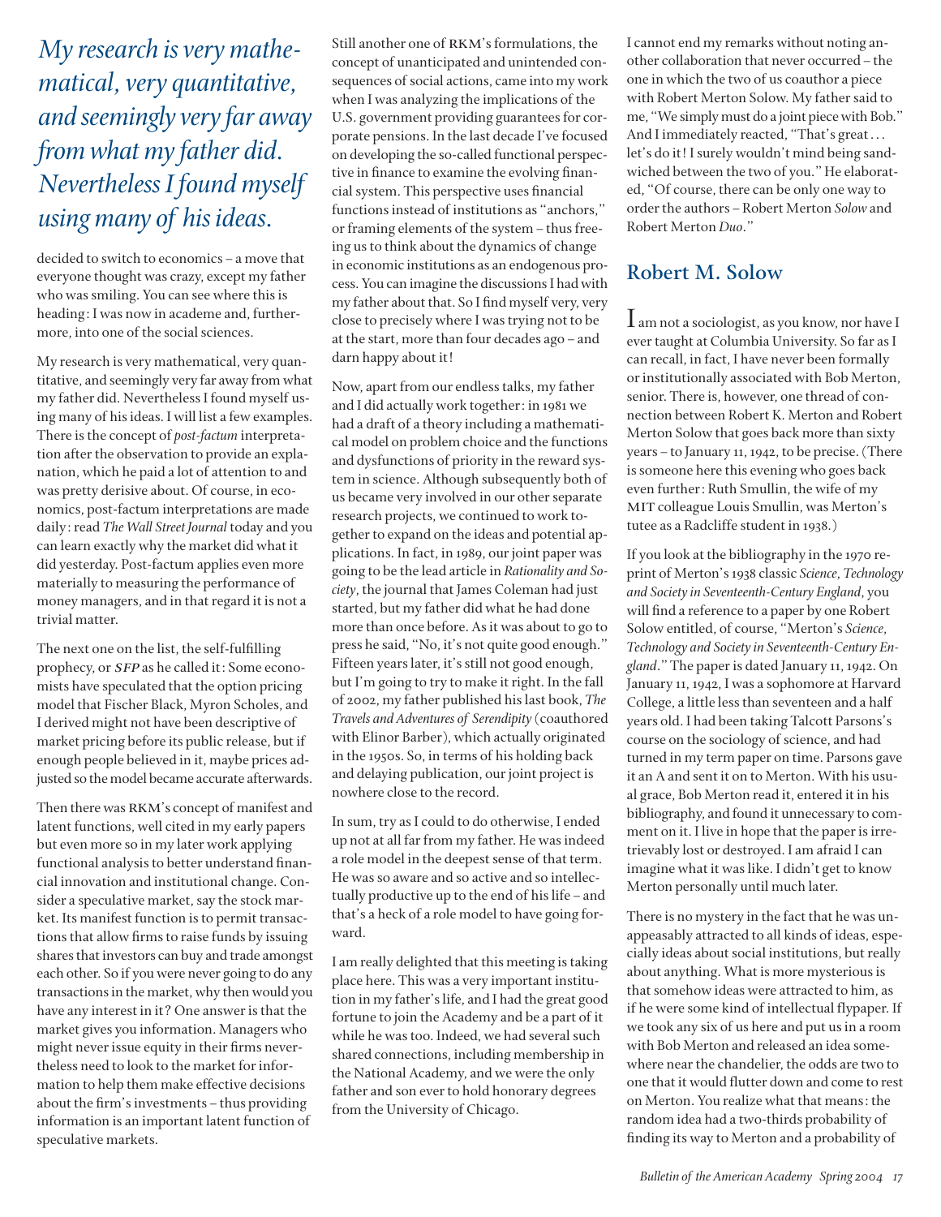*My research is very mathematical, very quantitative, and seemingly very far away from what my father did. Nevertheless I found myself using many of his ideas.*

decided to switch to economics – a move that everyone thought was crazy, except my father who was smiling. You can see where this is heading: I was now in academe and, furthermore, into one of the social sciences.

My research is very mathematical, very quantitative, and seemingly very far away from what my father did. Nevertheless I found myself using many of his ideas. I will list a few examples. There is the concept of *post-factum* interpretation after the observation to provide an explanation, which he paid a lot of attention to and was pretty derisive about. Of course, in economics, post-factum interpretations are made daily: read *The Wall Street Journal* today and you can learn exactly why the market did what it did yesterday. Post-factum applies even more materially to measuring the performance of money managers, and in that regard it is not a trivial matter.

The next one on the list, the self-fulfilling prophecy, or *SFP* as he called it: Some economists have speculated that the option pricing model that Fischer Black, Myron Scholes, and I derived might not have been descriptive of market pricing before its public release, but if enough people believed in it, maybe prices adjusted so the model became accurate afterwards.

Then there was RKM's concept of manifest and latent functions, well cited in my early papers but even more so in my later work applying functional analysis to better understand financial innovation and institutional change. Consider a speculative market, say the stock market. Its manifest function is to permit transactions that allow firms to raise funds by issuing shares that investors can buy and trade amongst each other. So if you were never going to do any transactions in the market, why then would you have any interest in it? One answer is that the market gives you information. Managers who might never issue equity in their firms nevertheless need to look to the market for information to help them make effective decisions about the firm's investments – thus providing information is an important latent function of speculative markets.

Still another one of RKM's formulations, the concept of unanticipated and unintended consequences of social actions, came into my work when I was analyzing the implications of the U.S. government providing guarantees for corporate pensions. In the last decade I've focused on developing the so-called functional perspective in finance to examine the evolving financial system. This perspective uses financial functions instead of institutions as "anchors," or framing elements of the system – thus freeing us to think about the dynamics of change in economic institutions as an endogenous process. You can imagine the discussions I had with my father about that. So I find myself very, very close to precisely where I was trying not to be at the start, more than four decades ago – and darn happy about it!

Now, apart from our endless talks, my father and I did actually work together: in 1981 we had a draft of a theory including a mathematical model on problem choice and the functions and dysfunctions of priority in the reward system in science. Although subsequently both of us became very involved in our other separate research projects, we continued to work together to expand on the ideas and potential applications. In fact, in 1989, our joint paper was going to be the lead article in *Rationality and Society*, the journal that James Coleman had just started, but my father did what he had done more than once before. As it was about to go to press he said, "No, it's not quite good enough." Fifteen years later, it's still not good enough, but I'm going to try to make it right. In the fall of 2002, my father published his last book, *The Travels and Adventures of Serendipity* (coauthored with Elinor Barber), which actually originated in the 1950s. So, in terms of his holding back and delaying publication, our joint project is nowhere close to the record.

In sum, try as I could to do otherwise, I ended up not at all far from my father. He was indeed a role model in the deepest sense of that term. He was so aware and so active and so intellectually productive up to the end of his life – and that's a heck of a role model to have going forward.

I am really delighted that this meeting is taking place here. This was a very important institution in my father's life, and I had the great good fortune to join the Academy and be a part of it while he was too. Indeed, we had several such shared connections, including membership in the National Academy, and we were the only father and son ever to hold honorary degrees from the University of Chicago.

I cannot end my remarks without noting another collaboration that never occurred – the one in which the two of us coauthor a piece with Robert Merton Solow. My father said to me, "We simply must do a joint piece with Bob." And I immediately reacted, "That's great ... let's do it! I surely wouldn't mind being sandwiched between the two of you." He elaborated, "Of course, there can be only one way to order the authors – Robert Merton *Solow* and Robert Merton *Duo*."

## Robert M. Solow

I am not a sociologist, as you know, nor have I ever taught at Columbia University. So far as I can recall, in fact, I have never been formally or institutionally associated with Bob Merton, senior. There is, however, one thread of connection between Robert K. Merton and Robert Merton Solow that goes back more than sixty years – to January 11, 1942, to be precise. (There is someone here this evening who goes back even further: Ruth Smullin, the wife of my MIT colleague Louis Smullin, was Merton's tutee as a Radcliffe student in 1938.)

If you look at the bibliography in the 1970 reprint of Merton's 1938 classic *Science, Technology and Society in Seventeenth-Century England*, you will find a reference to a paper by one Robert Solow entitled, of course, "Merton's *Science, Technology and Society in Seventeenth-Century England*." The paper is dated January 11, 1942. On January 11, 1942, I was a sophomore at Harvard College, a little less than seventeen and a half years old. I had been taking Talcott Parsons's course on the sociology of science, and had turned in my term paper on time. Parsons gave it an A and sent it on to Merton. With his usual grace, Bob Merton read it, entered it in his bibliography, and found it unnecessary to comment on it. I live in hope that the paper is irretrievably lost or destroyed. I am afraid I can imagine what it was like. I didn't get to know Merton personally until much later.

There is no mystery in the fact that he was unappeasably attracted to all kinds of ideas, especially ideas about social institutions, but really about anything. What is more mysterious is that somehow ideas were attracted to him, as if he were some kind of intellectual flypaper. If we took any six of us here and put us in a room with Bob Merton and released an idea somewhere near the chandelier, the odds are two to one that it would flutter down and come to rest on Merton. You realize what that means: the random idea had a two-thirds probability of finding its way to Merton and a probability of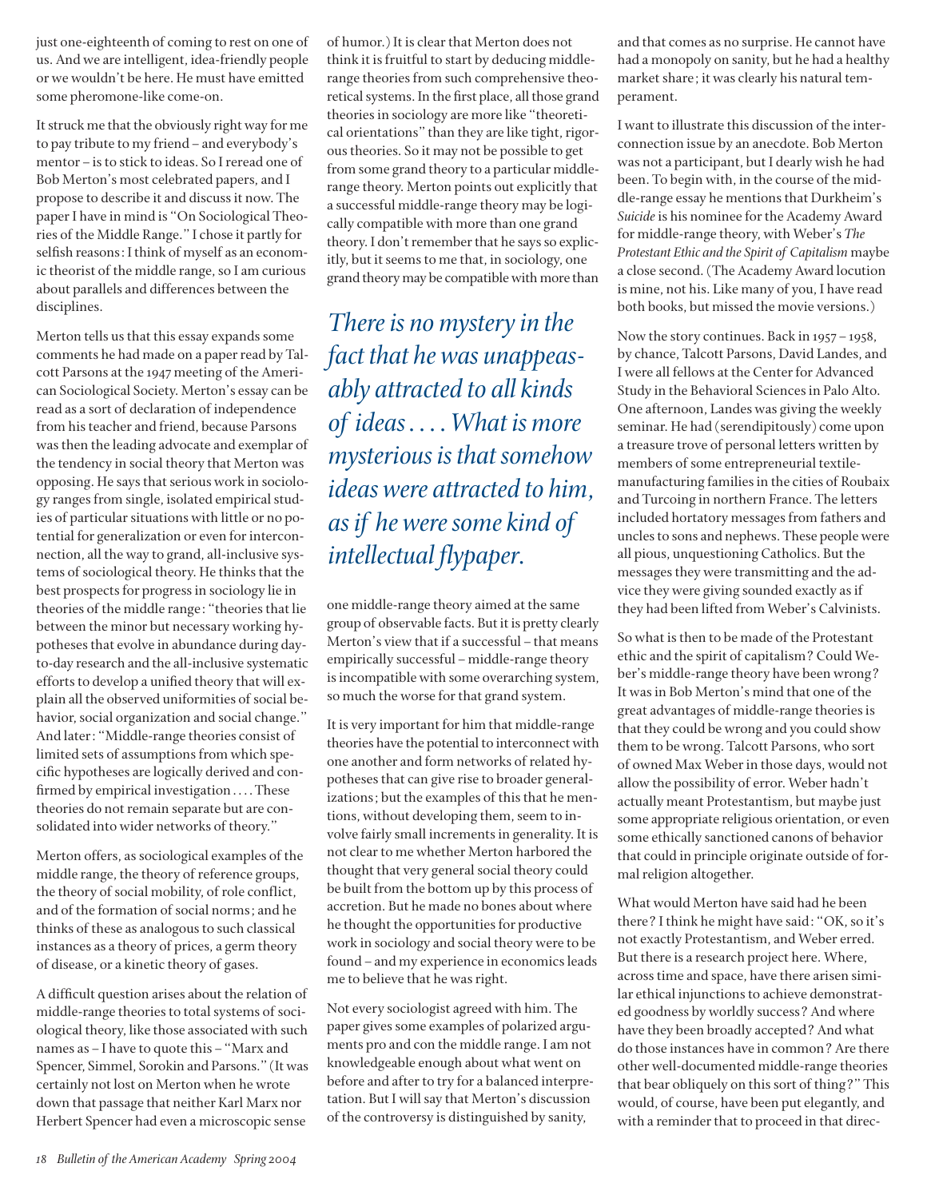just one-eighteenth of coming to rest on one of us. And we are intelligent, idea-friendly people or we wouldn't be here. He must have emitted some pheromone-like come-on.

It struck me that the obviously right way for me to pay tribute to my friend – and everybody's mentor – is to stick to ideas. So I reread one of Bob Merton's most celebrated papers, and I propose to describe it and discuss it now. The paper I have in mind is "On Sociological Theories of the Middle Range." I chose it partly for selfish reasons: I think of myself as an economic theorist of the middle range, so I am curious about parallels and differences between the disciplines.

Merton tells us that this essay expands some comments he had made on a paper read by Talcott Parsons at the 1947 meeting of the American Sociological Society. Merton's essay can be read as a sort of declaration of independence from his teacher and friend, because Parsons was then the leading advocate and exemplar of the tendency in social theory that Merton was opposing. He says that serious work in sociology ranges from single, isolated empirical studies of particular situations with little or no potential for generalization or even for interconnection, all the way to grand, all-inclusive systems of sociological theory. He thinks that the best prospects for progress in sociology lie in theories of the middle range: "theories that lie between the minor but necessary working hypotheses that evolve in abundance during day-to-day research and the all-inclusive systematic efforts to develop a unified theory that will explain all the observed uniformities of social behavior, social organization and social change." And later: "Middle-range theories consist of limited sets of assumptions from which specific hypotheses are logically derived and confirmed by empirical investigation . . . . These theories do not remain separate but are consolidated into wider networks of theory."

Merton offers, as sociological examples of the middle range, the theory of reference groups, the theory of social mobility, of role conflict, and of the formation of social norms; and he thinks of these as analogous to such classical instances as a theory of prices, a germ theory of disease, or a kinetic theory of gases.

A difficult question arises about the relation of middle-range theories to total systems of sociological theory, like those associated with such names as – I have to quote this – "Marx and Spencer, Simmel, Sorokin and Parsons." (It was certainly not lost on Merton when he wrote down that passage that neither Karl Marx nor Herbert Spencer had even a microscopic sense of humor.) It is clear that Merton does not think it is fruitful to start by deducing middle-range theories from such comprehensive theoretical systems. In the first place, all those grand theories in sociology are more like "theoretical orientations" than they are like tight, rigorous theories. So it may not be possible to get from some grand theory to a particular middle-range theory. Merton points out explicitly that a successful middle-range theory may be logically compatible with more than one grand theory. I don't remember that he says so explicitly, but it seems to me that, in sociology, one grand theory may be compatible with more than one middle-range theory aimed at the same group of observable facts. But it is pretty clearly Merton's view that if a successful – that means empirically successful – middle-range theory is incompatible with some overarching system, so much the worse for that grand system.

*There is no mystery in the fact that he was unappeasably attracted to all kinds of ideas . . . . What is more mysterious is that somehow ideas were attracted to him, as if he were some kind of intellectual flypaper.*

It is very important for him that middle-range theories have the potential to interconnect with one another and form networks of related hypotheses that can give rise to broader generalizations; but the examples of this that he mentions, without developing them, seem to involve fairly small increments in generality. It is not clear to me whether Merton harbored the thought that very general social theory could be built from the bottom up by this process of accretion. But he made no bones about where he thought the opportunities for productive work in sociology and social theory were to be found – and my experience in economics leads me to believe that he was right.

Not every sociologist agreed with him. The paper gives some examples of polarized arguments pro and con the middle range. I am not knowledgeable enough about what went on before and after to try for a balanced interpretation. But I will say that Merton's discussion of the controversy is distinguished by sanity, and that comes as no surprise. He cannot have had a monopoly on sanity, but he had a healthy market share; it was clearly his natural temperament.

I want to illustrate this discussion of the interconnection issue by an anecdote. Bob Merton was not a participant, but I dearly wish he had been. To begin with, in the course of the middle-range essay he mentions that Durkheim's *Suicide* is his nominee for the Academy Award for middle-range theory, with Weber's *The Protestant Ethic and the Spirit of Capitalism* maybe a close second. (The Academy Award locution is mine, not his. Like many of you, I have read both books, but missed the movie versions.)

Now the story continues. Back in 1957 – 1958, by chance, Talcott Parsons, David Landes, and I were all fellows at the Center for Advanced Study in the Behavioral Sciences in Palo Alto. One afternoon, Landes was giving the weekly seminar. He had (serendipitously) come upon a treasure trove of personal letters written by members of some entrepreneurial textile-manufacturing families in the cities of Roubaix and Turcoing in northern France. The letters included hortatory messages from fathers and uncles to sons and nephews. These people were all pious, unquestioning Catholics. But the messages they were transmitting and the advice they were giving sounded exactly as if they had been lifted from Weber's Calvinists.

So what is then to be made of the Protestant ethic and the spirit of capitalism? Could Weber's middle-range theory have been wrong? It was in Bob Merton's mind that one of the great advantages of middle-range theories is that they could be wrong and you could show them to be wrong. Talcott Parsons, who sort of owned Max Weber in those days, would not allow the possibility of error. Weber hadn't actually meant Protestantism, but maybe just some appropriate religious orientation, or even some ethically sanctioned canons of behavior that could in principle originate outside of formal religion altogether.

What would Merton have said had he been there? I think he might have said: "OK, so it's not exactly Protestantism, and Weber erred. But there is a research project here. Where, across time and space, have there arisen similar ethical injunctions to achieve demonstrated goodness by worldly success? And where have they been broadly accepted? And what do those instances have in common? Are there other well-documented middle-range theories that bear obliquely on this sort of thing?" This would, of course, have been put elegantly, and with a reminder that to proceed in that direc-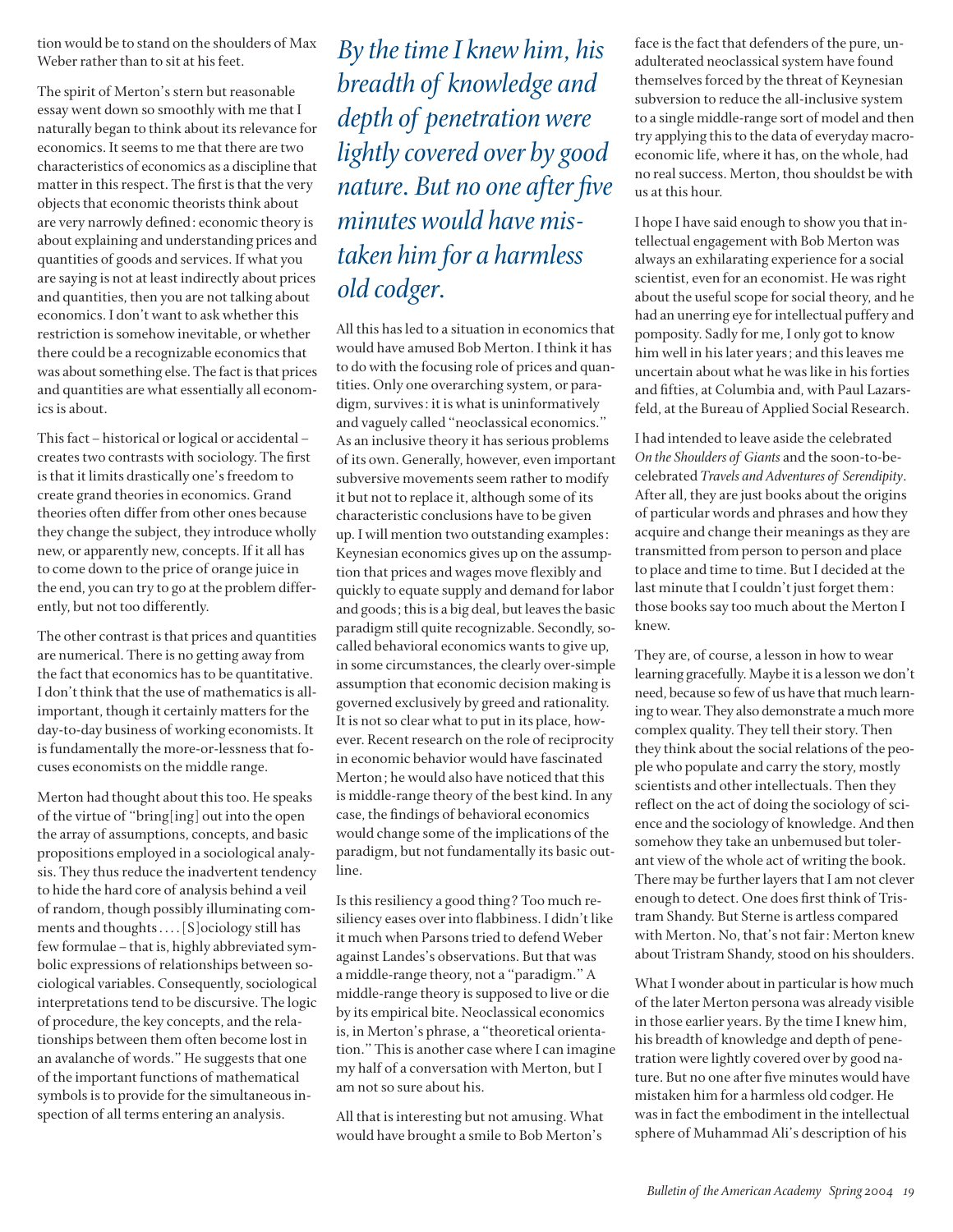tion would be to stand on the shoulders of Max Weber rather than to sit at his feet.

The spirit of Merton's stern but reasonable essay went down so smoothly with me that I naturally began to think about its relevance for economics. It seems to me that there are two characteristics of economics as a discipline that matter in this respect. The first is that the very objects that economic theorists think about are very narrowly defined: economic theory is about explaining and understanding prices and quantities of goods and services. If what you are saying is not at least indirectly about prices and quantities, then you are not talking about economics. I don't want to ask whether this restriction is somehow inevitable, or whether there could be a recognizable economics that was about something else. The fact is that prices and quantities are what essentially all economics is about.

This fact – historical or logical or accidental – creates two contrasts with sociology. The first is that it limits drastically one's freedom to create grand theories in economics. Grand theories often differ from other ones because they change the subject, they introduce wholly new, or apparently new, concepts. If it all has to come down to the price of orange juice in the end, you can try to go at the problem differently, but not too differently.

The other contrast is that prices and quantities are numerical. There is no getting away from the fact that economics has to be quantitative. I don't think that the use of mathematics is all-important, though it certainly matters for the day-to-day business of working economists. It is fundamentally the more-or-lessness that focuses economists on the middle range.

Merton had thought about this too. He speaks of the virtue of "bring[ing] out into the open the array of assumptions, concepts, and basic propositions employed in a sociological analysis. They thus reduce the inadvertent tendency to hide the hard core of analysis behind a veil of random, though possibly illuminating comments and thoughts . . . . [S]ociology still has few formulae – that is, highly abbreviated symbolic expressions of relationships between sociological variables. Consequently, sociological interpretations tend to be discursive. The logic of procedure, the key concepts, and the relationships between them often become lost in an avalanche of words." He suggests that one of the important functions of mathematical symbols is to provide for the simultaneous inspection of all terms entering an analysis.

*By the time I knew him, his breadth of knowledge and depth of penetration were lightly covered over by good nature. But no one after five minutes would have mistaken him for a harmless old codger.*

All this has led to a situation in economics that would have amused Bob Merton. I think it has to do with the focusing role of prices and quantities. Only one overarching system, or paradigm, survives: it is what is uninformatively and vaguely called "neoclassical economics." As an inclusive theory it has serious problems of its own. Generally, however, even important subversive movements seem rather to modify it but not to replace it, although some of its characteristic conclusions have to be given up. I will mention two outstanding examples: Keynesian economics gives up on the assumption that prices and wages move flexibly and quickly to equate supply and demand for labor and goods; this is a big deal, but leaves the basic paradigm still quite recognizable. Secondly, so-called behavioral economics wants to give up, in some circumstances, the clearly over-simple assumption that economic decision making is governed exclusively by greed and rationality. It is not so clear what to put in its place, however. Recent research on the role of reciprocity in economic behavior would have fascinated Merton; he would also have noticed that this is middle-range theory of the best kind. In any case, the findings of behavioral economics would change some of the implications of the paradigm, but not fundamentally its basic outline.

Is this resiliency a good thing? Too much resiliency eases over into flabbiness. I didn't like it much when Parsons tried to defend Weber against Landes's observations. But that was a middle-range theory, not a "paradigm." A middle-range theory is supposed to live or die by its empirical bite. Neoclassical economics is, in Merton's phrase, a "theoretical orientation." This is another case where I can imagine my half of a conversation with Merton, but I am not so sure about his.

All that is interesting but not amusing. What would have brought a smile to Bob Merton's face is the fact that defenders of the pure, unadulterated neoclassical system have found themselves forced by the threat of Keynesian subversion to reduce the all-inclusive system to a single middle-range sort of model and then try applying this to the data of everyday macroeconomic life, where it has, on the whole, had no real success. Merton, thou shouldst be with us at this hour.

I hope I have said enough to show you that intellectual engagement with Bob Merton was always an exhilarating experience for a social scientist, even for an economist. He was right about the useful scope for social theory, and he had an unerring eye for intellectual puffery and pomposity. Sadly for me, I only got to know him well in his later years; and this leaves me uncertain about what he was like in his forties and fifties, at Columbia and, with Paul Lazarsfeld, at the Bureau of Applied Social Research.

I had intended to leave aside the celebrated *On the Shoulders of Giants* and the soon-to-be-celebrated *Travels and Adventures of Serendipity*. After all, they are just books about the origins of particular words and phrases and how they acquire and change their meanings as they are transmitted from person to person and place to place and time to time. But I decided at the last minute that I couldn't just forget them: those books say too much about the Merton I knew.

They are, of course, a lesson in how to wear learning gracefully. Maybe it is a lesson we don't need, because so few of us have that much learning to wear. They also demonstrate a much more complex quality. They tell their story. Then they think about the social relations of the people who populate and carry the story, mostly scientists and other intellectuals. Then they reflect on the act of doing the sociology of science and the sociology of knowledge. And then somehow they take an unbemused but tolerant view of the whole act of writing the book. There may be further layers that I am not clever enough to detect. One does first think of Tristram Shandy. But Sterne is artless compared with Merton. No, that's not fair: Merton knew about Tristram Shandy, stood on his shoulders.

What I wonder about in particular is how much of the later Merton persona was already visible in those earlier years. By the time I knew him, his breadth of knowledge and depth of penetration were lightly covered over by good nature. But no one after five minutes would have mistaken him for a harmless old codger. He was in fact the embodiment in the intellectual sphere of Muhammad Ali's description of his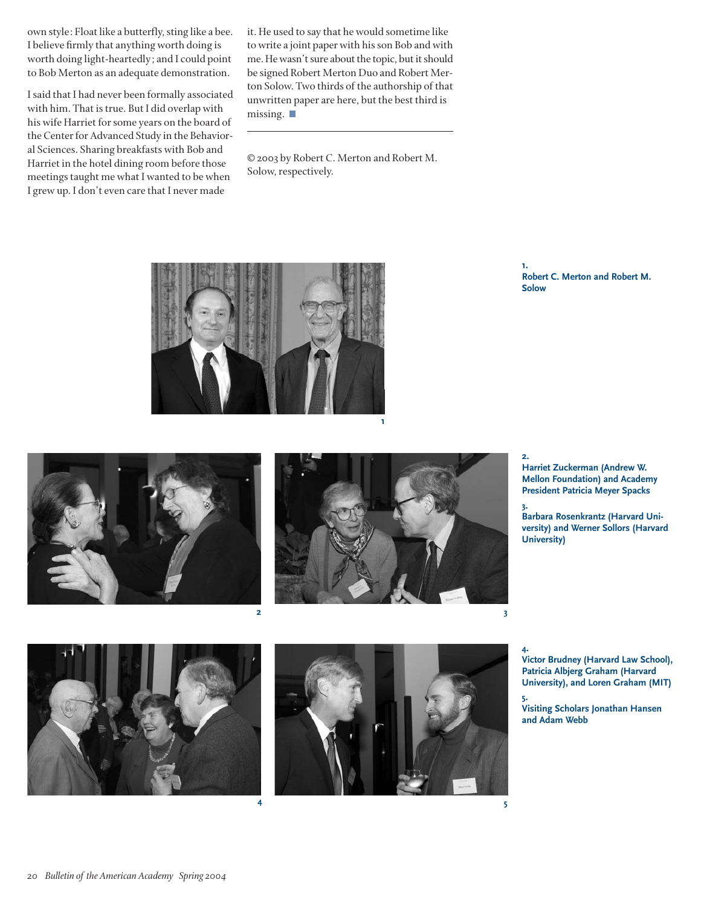own style: Float like a butterfly, sting like a bee. I believe firmly that anything worth doing is worth doing light-heartedly; and I could point to Bob Merton as an adequate demonstration.

I said that I had never been formally associated with him. That is true. But I did overlap with his wife Harriet for some years on the board of the Center for Advanced Study in the Behavioral Sciences. Sharing breakfasts with Bob and Harriet in the hotel dining room before those meetings taught me what I wanted to be when I grew up. I don't even care that I never made it. He used to say that he would sometime like to write a joint paper with his son Bob and with me. He wasn't sure about the topic, but it should be signed Robert Merton Duo and Robert Merton Solow. Two thirds of the authorship of that unwritten paper are here, but the best third is missing. ■

---

© 2003 by Robert C. Merton and Robert M. Solow, respectively.

**1.**
**Robert C. Merton and Robert M. Solow**

**2.**
**Harriet Zuckerman (Andrew W. Mellon Foundation) and Academy President Patricia Meyer Spacks**

**3.**
**Barbara Rosenkrantz (Harvard University) and Werner Sollors (Harvard University)**

**4.**
**Victor Brudney (Harvard Law School), Patricia Albjerg Graham (Harvard University), and Loren Graham (MIT)**

**5.**
**Visiting Scholars Jonathan Hansen and Adam Webb**